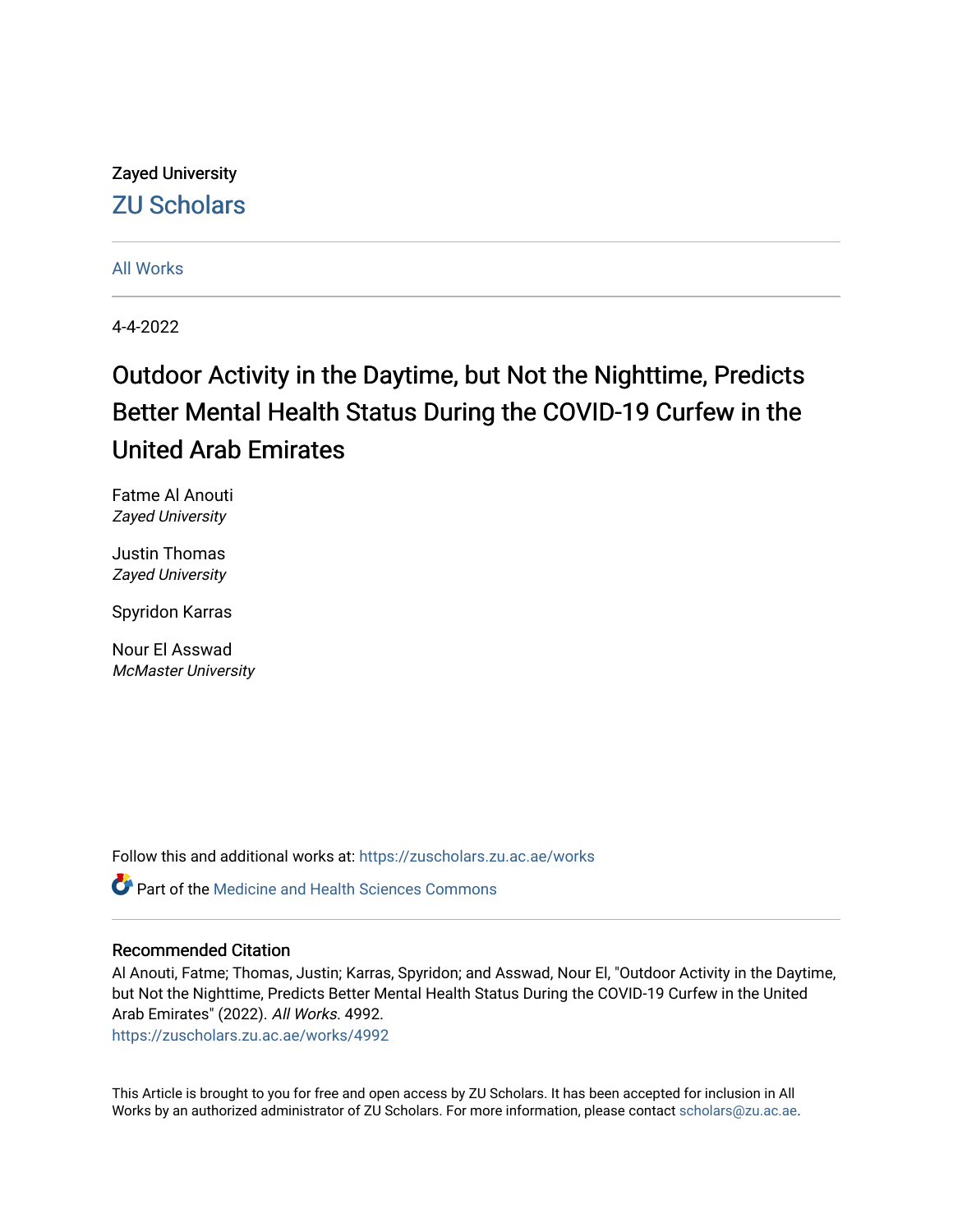Zayed University

## ZU Scholars

All Works

4-4-2022

# Outdoor Activity in the Daytime, but Not the Nighttime, Predicts Better Mental Health Status During the COVID-19 Curfew in the United Arab Emirates

Fatme Al Anouti
*Zayed University*

Justin Thomas
*Zayed University*

Spyridon Karras

Nour El Asswad
*McMaster University*

Follow this and additional works at: https://zuscholars.zu.ac.ae/works

Part of the Medicine and Health Sciences Commons

### Recommended Citation

Al Anouti, Fatme; Thomas, Justin; Karras, Spyridon; and Asswad, Nour El, "Outdoor Activity in the Daytime, but Not the Nighttime, Predicts Better Mental Health Status During the COVID-19 Curfew in the United Arab Emirates" (2022). *All Works*. 4992.
https://zuscholars.zu.ac.ae/works/4992

This Article is brought to you for free and open access by ZU Scholars. It has been accepted for inclusion in All Works by an authorized administrator of ZU Scholars. For more information, please contact scholars@zu.ac.ae.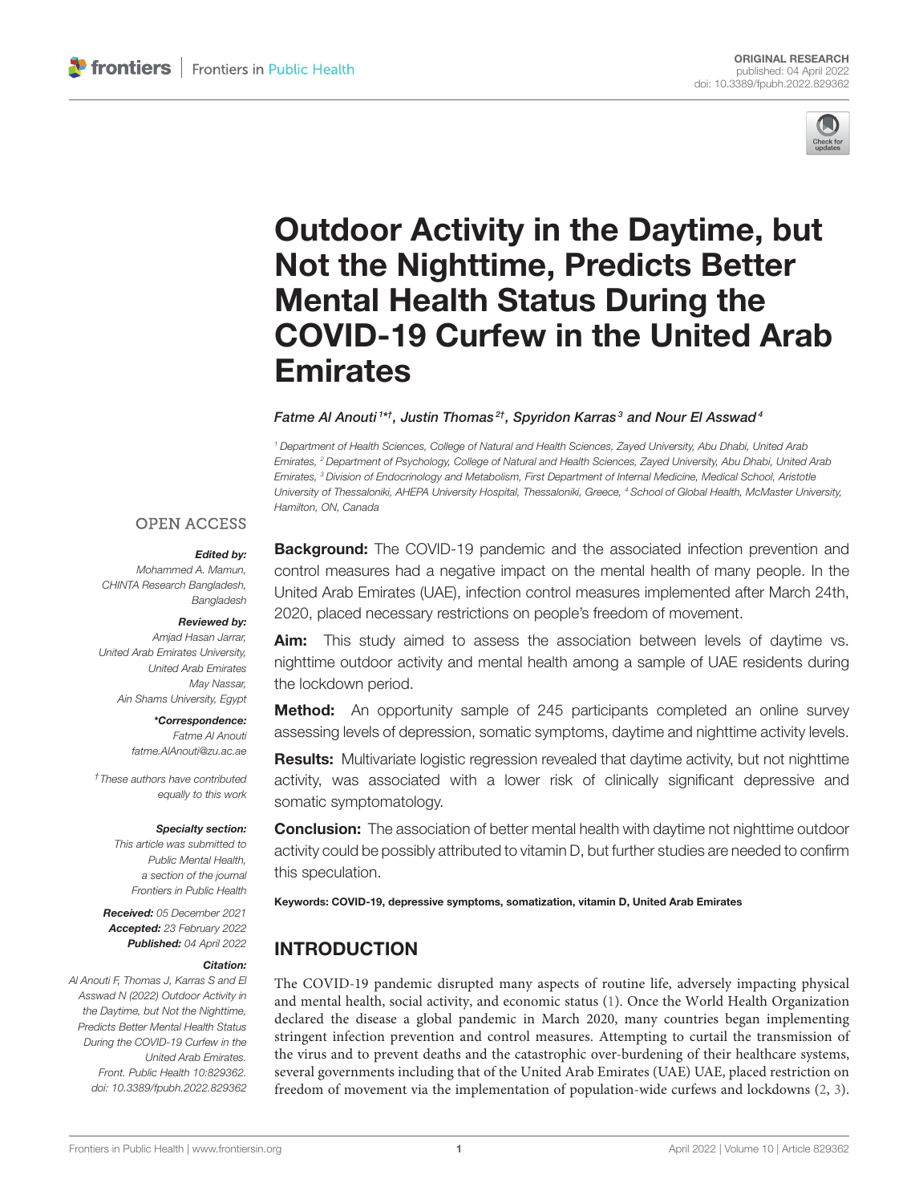# Outdoor Activity in the Daytime, but Not the Nighttime, Predicts Better Mental Health Status During the COVID-19 Curfew in the United Arab Emirates

*Fatme Al Anouti[1*†], Justin Thomas[2†], Spyridon Karras[3] and Nour El Asswad[4]*

[1] Department of Health Sciences, College of Natural and Health Sciences, Zayed University, Abu Dhabi, United Arab Emirates, [2] Department of Psychology, College of Natural and Health Sciences, Zayed University, Abu Dhabi, United Arab Emirates, [3] Division of Endocrinology and Metabolism, First Department of Internal Medicine, Medical School, Aristotle University of Thessaloniki, AHEPA University Hospital, Thessaloniki, Greece, [4] School of Global Health, McMaster University, Hamilton, ON, Canada

OPEN ACCESS

**Edited by:**
*Mohammed A. Mamun, CHINTA Research Bangladesh, Bangladesh*

**Reviewed by:**
*Amjad Hasan Jarrar, United Arab Emirates University, United Arab Emirates*
*May Nassar, Ain Shams University, Egypt*

***Correspondence:**
*Fatme Al Anouti*
*fatme.AlAnouti@zu.ac.ae*

*†These authors have contributed equally to this work*

**Specialty section:**
*This article was submitted to Public Mental Health, a section of the journal Frontiers in Public Health*

**Received:** *05 December 2021*
**Accepted:** *23 February 2022*
**Published:** *04 April 2022*

**Citation:**
*Al Anouti F, Thomas J, Karras S and El Asswad N (2022) Outdoor Activity in the Daytime, but Not the Nighttime, Predicts Better Mental Health Status During the COVID-19 Curfew in the United Arab Emirates. Front. Public Health 10:829362. doi: 10.3389/fpubh.2022.829362*

**Background:** The COVID-19 pandemic and the associated infection prevention and control measures had a negative impact on the mental health of many people. In the United Arab Emirates (UAE), infection control measures implemented after March 24th, 2020, placed necessary restrictions on people's freedom of movement.

**Aim:** This study aimed to assess the association between levels of daytime vs. nighttime outdoor activity and mental health among a sample of UAE residents during the lockdown period.

**Method:** An opportunity sample of 245 participants completed an online survey assessing levels of depression, somatic symptoms, daytime and nighttime activity levels.

**Results:** Multivariate logistic regression revealed that daytime activity, but not nighttime activity, was associated with a lower risk of clinically significant depressive and somatic symptomatology.

**Conclusion:** The association of better mental health with daytime not nighttime outdoor activity could be possibly attributed to vitamin D, but further studies are needed to confirm this speculation.

**Keywords: COVID-19, depressive symptoms, somatization, vitamin D, United Arab Emirates**

## INTRODUCTION

The COVID-19 pandemic disrupted many aspects of routine life, adversely impacting physical and mental health, social activity, and economic status (1). Once the World Health Organization declared the disease a global pandemic in March 2020, many countries began implementing stringent infection prevention and control measures. Attempting to curtail the transmission of the virus and to prevent deaths and the catastrophic over-burdening of their healthcare systems, several governments including that of the United Arab Emirates (UAE) UAE, placed restriction on freedom of movement via the implementation of population-wide curfews and lockdowns (2, 3).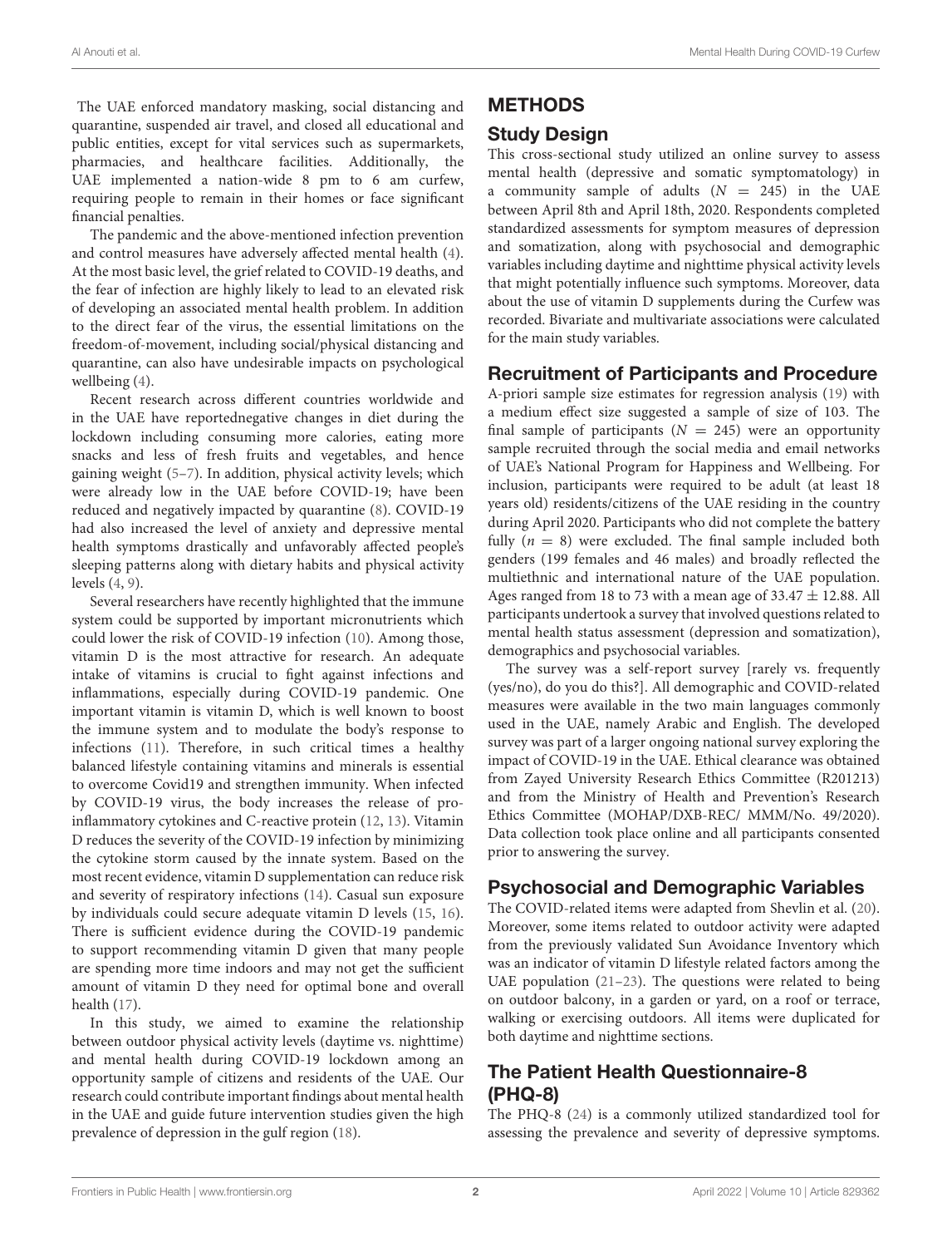The UAE enforced mandatory masking, social distancing and quarantine, suspended air travel, and closed all educational and public entities, except for vital services such as supermarkets, pharmacies, and healthcare facilities. Additionally, the UAE implemented a nation-wide 8 pm to 6 am curfew, requiring people to remain in their homes or face significant financial penalties.

The pandemic and the above-mentioned infection prevention and control measures have adversely affected mental health (4). At the most basic level, the grief related to COVID-19 deaths, and the fear of infection are highly likely to lead to an elevated risk of developing an associated mental health problem. In addition to the direct fear of the virus, the essential limitations on the freedom-of-movement, including social/physical distancing and quarantine, can also have undesirable impacts on psychological wellbeing (4).

Recent research across different countries worldwide and in the UAE have reportednegative changes in diet during the lockdown including consuming more calories, eating more snacks and less of fresh fruits and vegetables, and hence gaining weight (5–7). In addition, physical activity levels; which were already low in the UAE before COVID-19; have been reduced and negatively impacted by quarantine (8). COVID-19 had also increased the level of anxiety and depressive mental health symptoms drastically and unfavorably affected people's sleeping patterns along with dietary habits and physical activity levels (4, 9).

Several researchers have recently highlighted that the immune system could be supported by important micronutrients which could lower the risk of COVID-19 infection (10). Among those, vitamin D is the most attractive for research. An adequate intake of vitamins is crucial to fight against infections and inflammations, especially during COVID-19 pandemic. One important vitamin is vitamin D, which is well known to boost the immune system and to modulate the body's response to infections (11). Therefore, in such critical times a healthy balanced lifestyle containing vitamins and minerals is essential to overcome Covid19 and strengthen immunity. When infected by COVID-19 virus, the body increases the release of pro-inflammatory cytokines and C-reactive protein (12, 13). Vitamin D reduces the severity of the COVID-19 infection by minimizing the cytokine storm caused by the innate system. Based on the most recent evidence, vitamin D supplementation can reduce risk and severity of respiratory infections (14). Casual sun exposure by individuals could secure adequate vitamin D levels (15, 16). There is sufficient evidence during the COVID-19 pandemic to support recommending vitamin D given that many people are spending more time indoors and may not get the sufficient amount of vitamin D they need for optimal bone and overall health (17).

In this study, we aimed to examine the relationship between outdoor physical activity levels (daytime vs. nighttime) and mental health during COVID-19 lockdown among an opportunity sample of citizens and residents of the UAE. Our research could contribute important findings about mental health in the UAE and guide future intervention studies given the high prevalence of depression in the gulf region (18).

# METHODS

## Study Design

This cross-sectional study utilized an online survey to assess mental health (depressive and somatic symptomatology) in a community sample of adults ($N = 245$) in the UAE between April 8th and April 18th, 2020. Respondents completed standardized assessments for symptom measures of depression and somatization, along with psychosocial and demographic variables including daytime and nighttime physical activity levels that might potentially influence such symptoms. Moreover, data about the use of vitamin D supplements during the Curfew was recorded. Bivariate and multivariate associations were calculated for the main study variables.

## Recruitment of Participants and Procedure

A-priori sample size estimates for regression analysis (19) with a medium effect size suggested a sample of size of 103. The final sample of participants ($N = 245$) were an opportunity sample recruited through the social media and email networks of UAE's National Program for Happiness and Wellbeing. For inclusion, participants were required to be adult (at least 18 years old) residents/citizens of the UAE residing in the country during April 2020. Participants who did not complete the battery fully ($n = 8$) were excluded. The final sample included both genders (199 females and 46 males) and broadly reflected the multiethnic and international nature of the UAE population. Ages ranged from 18 to 73 with a mean age of $33.47 \pm 12.88$. All participants undertook a survey that involved questions related to mental health status assessment (depression and somatization), demographics and psychosocial variables.

The survey was a self-report survey [rarely vs. frequently (yes/no), do you do this?]. All demographic and COVID-related measures were available in the two main languages commonly used in the UAE, namely Arabic and English. The developed survey was part of a larger ongoing national survey exploring the impact of COVID-19 in the UAE. Ethical clearance was obtained from Zayed University Research Ethics Committee (R201213) and from the Ministry of Health and Prevention's Research Ethics Committee (MOHAP/DXB-REC/ MMM/No. 49/2020). Data collection took place online and all participants consented prior to answering the survey.

## Psychosocial and Demographic Variables

The COVID-related items were adapted from Shevlin et al. (20). Moreover, some items related to outdoor activity were adapted from the previously validated Sun Avoidance Inventory which was an indicator of vitamin D lifestyle related factors among the UAE population (21–23). The questions were related to being on outdoor balcony, in a garden or yard, on a roof or terrace, walking or exercising outdoors. All items were duplicated for both daytime and nighttime sections.

## The Patient Health Questionnaire-8 (PHQ-8)

The PHQ-8 (24) is a commonly utilized standardized tool for assessing the prevalence and severity of depressive symptoms.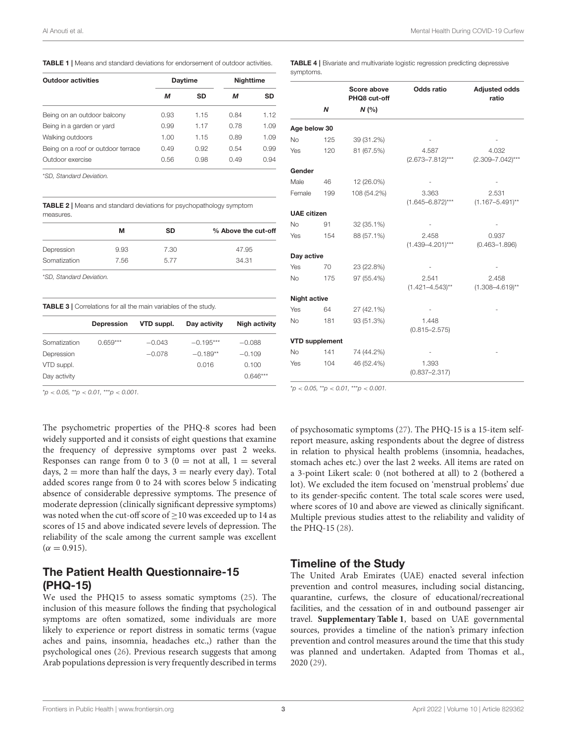**TABLE 1 |** Means and standard deviations for endorsement of outdoor activities.

| Outdoor activities | Daytime | | Nighttime | |
|---|---|---|---|---|
| | *M* | SD | *M* | SD |
| Being on an outdoor balcony | 0.93 | 1.15 | 0.84 | 1.12 |
| Being in a garden or yard | 0.99 | 1.17 | 0.78 | 1.09 |
| Walking outdoors | 1.00 | 1.15 | 0.89 | 1.09 |
| Being on a roof or outdoor terrace | 0.49 | 0.92 | 0.54 | 0.99 |
| Outdoor exercise | 0.56 | 0.98 | 0.49 | 0.94 |

*\*SD, Standard Deviation.*

**TABLE 2 |** Means and standard deviations for psychopathology symptom measures.

| | M | SD | % Above the cut-off |
|---|---|---|---|
| Depression | 9.93 | 7.30 | 47.95 |
| Somatization | 7.56 | 5.77 | 34.31 |

*\*SD, Standard Deviation.*

**TABLE 3 |** Correlations for all the main variables of the study.

| | Depression | VTD suppl. | Day activity | Nigh activity |
|---|---|---|---|---|
| Somatization | 0.659*** | −0.043 | −0.195*** | −0.088 |
| Depression | | −0.078 | −0.189** | −0.109 |
| VTD suppl. | | | 0.016 | 0.100 |
| Day activity | | | | 0.646*** |

*\*p < 0.05, \*\*p < 0.01, \*\*\*p < 0.001.*

**TABLE 4 |** Bivariate and multivariate logistic regression predicting depressive symptoms.

| | *N* | Score above PHQ8 cut-off *N* (%) | Odds ratio | Adjusted odds ratio |
|---|---|---|---|---|
| **Age below 30** | | | | |
| No | 125 | 39 (31.2%) | - | - |
| Yes | 120 | 81 (67.5%) | 4.587 (2.673–7.812)*** | 4.032 (2.309–7.042)*** |
| **Gender** | | | | |
| Male | 46 | 12 (26.0%) | - | - |
| Female | 199 | 108 (54.2%) | 3.363 (1.645–6.872)*** | 2.531 (1.167–5.491)** |
| **UAE citizen** | | | | |
| No | 91 | 32 (35.1%) | - | - |
| Yes | 154 | 88 (57.1%) | 2.458 (1.439–4.201)*** | 0.937 (0.463–1.896) |
| **Day active** | | | | |
| Yes | 70 | 23 (22.8%) | - | - |
| No | 175 | 97 (55.4%) | 2.541 (1.421–4.543)** | 2.458 (1.308–4.619)** |
| **Night active** | | | | |
| Yes | 64 | 27 (42.1%) | - | - |
| No | 181 | 93 (51.3%) | 1.448 (0.815–2.575) | |
| **VTD supplement** | | | | |
| No | 141 | 74 (44.2%) | - | - |
| Yes | 104 | 46 (52.4%) | 1.393 (0.837–2.317) | |

*\*p < 0.05, \*\*p < 0.01, \*\*\*p < 0.001.*

The psychometric properties of the PHQ-8 scores had been widely supported and it consists of eight questions that examine the frequency of depressive symptoms over past 2 weeks. Responses can range from 0 to 3 (0 = not at all, 1 = several days, 2 = more than half the days, 3 = nearly every day). Total added scores range from 0 to 24 with scores below 5 indicating absence of considerable depressive symptoms. The presence of moderate depression (clinically significant depressive symptoms) was noted when the cut-off score of $\geq$10 was exceeded up to 14 as scores of 15 and above indicated severe levels of depression. The reliability of the scale among the current sample was excellent ($\alpha = 0.915$).

## The Patient Health Questionnaire-15 (PHQ-15)

We used the PHQ15 to assess somatic symptoms (25). The inclusion of this measure follows the finding that psychological symptoms are often somatized, some individuals are more likely to experience or report distress in somatic terms (vague aches and pains, insomnia, headaches etc.,) rather than the psychological ones (26). Previous research suggests that among Arab populations depression is very frequently described in terms of psychosomatic symptoms (27). The PHQ-15 is a 15-item self-report measure, asking respondents about the degree of distress in relation to physical health problems (insomnia, headaches, stomach aches etc.) over the last 2 weeks. All items are rated on a 3-point Likert scale: 0 (not bothered at all) to 2 (bothered a lot). We excluded the item focused on 'menstrual problems' due to its gender-specific content. The total scale scores were used, where scores of 10 and above are viewed as clinically significant. Multiple previous studies attest to the reliability and validity of the PHQ-15 (28).

## Timeline of the Study

The United Arab Emirates (UAE) enacted several infection prevention and control measures, including social distancing, quarantine, curfews, the closure of educational/recreational facilities, and the cessation of in and outbound passenger air travel. **Supplementary Table 1**, based on UAE governmental sources, provides a timeline of the nation's primary infection prevention and control measures around the time that this study was planned and undertaken. Adapted from Thomas et al., 2020 (29).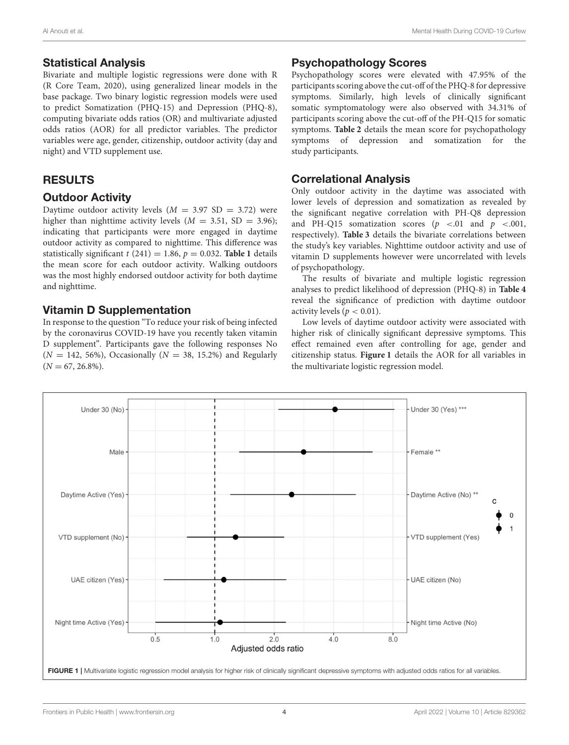## Statistical Analysis

Bivariate and multiple logistic regressions were done with R (R Core Team, 2020), using generalized linear models in the base package. Two binary logistic regression models were used to predict Somatization (PHQ-15) and Depression (PHQ-8), computing bivariate odds ratios (OR) and multivariate adjusted odds ratios (AOR) for all predictor variables. The predictor variables were age, gender, citizenship, outdoor activity (day and night) and VTD supplement use.

# RESULTS

## Outdoor Activity

Daytime outdoor activity levels ($M = 3.97$ SD $= 3.72$) were higher than nighttime activity levels ($M = 3.51$, SD $= 3.96$); indicating that participants were more engaged in daytime outdoor activity as compared to nighttime. This difference was statistically significant $t\ (241) = 1.86$, $p = 0.032$. **Table 1** details the mean score for each outdoor activity. Walking outdoors was the most highly endorsed outdoor activity for both daytime and nighttime.

## Vitamin D Supplementation

In response to the question "To reduce your risk of being infected by the coronavirus COVID-19 have you recently taken vitamin D supplement". Participants gave the following responses No ($N = 142$, 56%), Occasionally ($N = 38$, 15.2%) and Regularly ($N = 67$, 26.8%).

## Psychopathology Scores

Psychopathology scores were elevated with 47.95% of the participants scoring above the cut-off of the PHQ-8 for depressive symptoms. Similarly, high levels of clinically significant somatic symptomatology were also observed with 34.31% of participants scoring above the cut-off of the PH-Q15 for somatic symptoms. **Table 2** details the mean score for psychopathology symptoms of depression and somatization for the study participants.

## Correlational Analysis

Only outdoor activity in the daytime was associated with lower levels of depression and somatization as revealed by the significant negative correlation with PH-Q8 depression and PH-Q15 somatization scores ($p < .01$ and $p < .001$, respectively). **Table 3** details the bivariate correlations between the study's key variables. Nighttime outdoor activity and use of vitamin D supplements however were uncorrelated with levels of psychopathology.

The results of bivariate and multiple logistic regression analyses to predict likelihood of depression (PHQ-8) in **Table 4** reveal the significance of prediction with daytime outdoor activity levels ($p < 0.01$).

Low levels of daytime outdoor activity were associated with higher risk of clinically significant depressive symptoms. This effect remained even after controlling for age, gender and citizenship status. **Figure 1** details the AOR for all variables in the multivariate logistic regression model.

**FIGURE 1** | Multivariate logistic regression model analysis for higher risk of clinically significant depressive symptoms with adjusted odds ratios for all variables.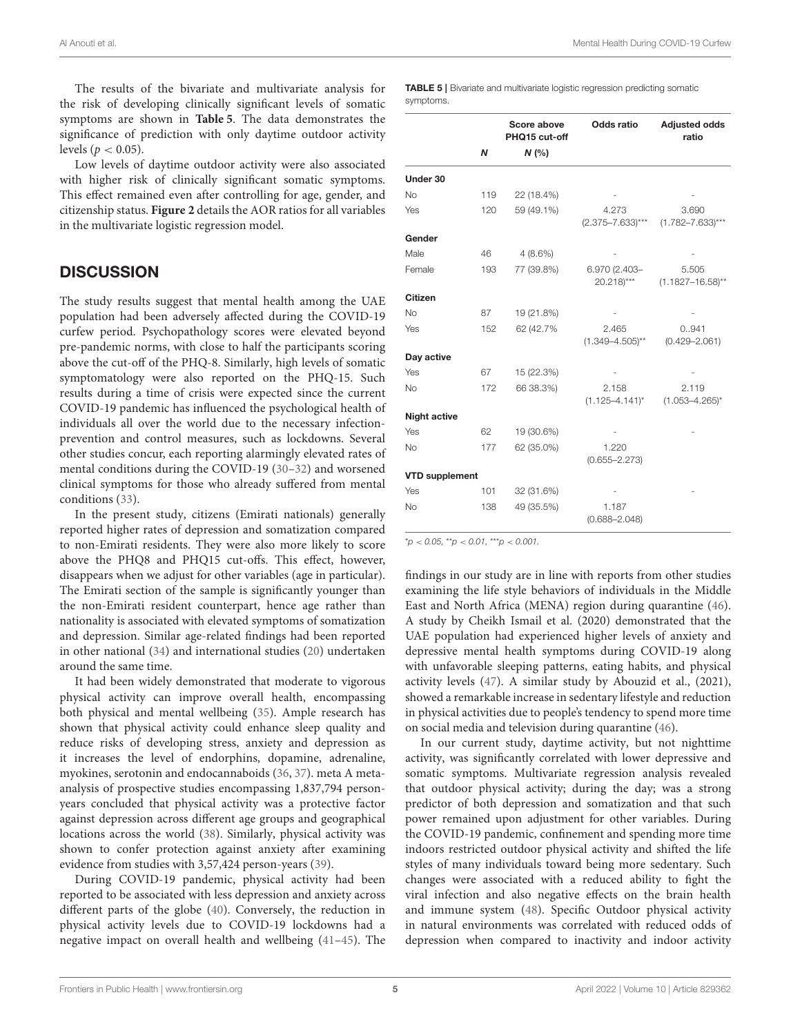The results of the bivariate and multivariate analysis for the risk of developing clinically significant levels of somatic symptoms are shown in **Table 5**. The data demonstrates the significance of prediction with only daytime outdoor activity levels ($p < 0.05$).

Low levels of daytime outdoor activity were also associated with higher risk of clinically significant somatic symptoms. This effect remained even after controlling for age, gender, and citizenship status. **Figure 2** details the AOR ratios for all variables in the multivariate logistic regression model.

**TABLE 5** | Bivariate and multivariate logistic regression predicting somatic symptoms.

| | | Score above PHQ15 cut-off | Odds ratio | Adjusted odds ratio |
|---|---|---|---|---|
| | **N** | **N (%)** | | |
| **Under 30** | | | | |
| No | 119 | 22 (18.4%) | - | - |
| Yes | 120 | 59 (49.1%) | 4.273 (2.375–7.633)*** | 3.690 (1.782–7.633)*** |
| **Gender** | | | | |
| Male | 46 | 4 (8.6%) | - | - |
| Female | 193 | 77 (39.8%) | 6.970 (2.403–20.218)*** | 5.505 (1.1827–16.58)** |
| **Citizen** | | | | |
| No | 87 | 19 (21.8%) | - | - |
| Yes | 152 | 62 (42.7% | 2.465 (1.349–4.505)** | 0..941 (0.429–2.061) |
| **Day active** | | | | |
| Yes | 67 | 15 (22.3%) | - | - |
| No | 172 | 66 38.3%) | 2.158 (1.125–4.141)* | 2.119 (1.053–4.265)* |
| **Night active** | | | | |
| Yes | 62 | 19 (30.6%) | - | - |
| No | 177 | 62 (35.0%) | 1.220 (0.655–2.273) | |
| **VTD supplement** | | | | |
| Yes | 101 | 32 (31.6%) | - | - |
| No | 138 | 49 (35.5%) | 1.187 (0.688–2.048) | |

*$p < 0.05$, **$p < 0.01$, ***$p < 0.001$.

## DISCUSSION

The study results suggest that mental health among the UAE population had been adversely affected during the COVID-19 curfew period. Psychopathology scores were elevated beyond pre-pandemic norms, with close to half the participants scoring above the cut-off of the PHQ-8. Similarly, high levels of somatic symptomatology were also reported on the PHQ-15. Such results during a time of crisis were expected since the current COVID-19 pandemic has influenced the psychological health of individuals all over the world due to the necessary infection-prevention and control measures, such as lockdowns. Several other studies concur, each reporting alarmingly elevated rates of mental conditions during the COVID-19 (30–32) and worsened clinical symptoms for those who already suffered from mental conditions (33).

In the present study, citizens (Emirati nationals) generally reported higher rates of depression and somatization compared to non-Emirati residents. They were also more likely to score above the PHQ8 and PHQ15 cut-offs. This effect, however, disappears when we adjust for other variables (age in particular). The Emirati section of the sample is significantly younger than the non-Emirati resident counterpart, hence age rather than nationality is associated with elevated symptoms of somatization and depression. Similar age-related findings had been reported in other national (34) and international studies (20) undertaken around the same time.

It had been widely demonstrated that moderate to vigorous physical activity can improve overall health, encompassing both physical and mental wellbeing (35). Ample research has shown that physical activity could enhance sleep quality and reduce risks of developing stress, anxiety and depression as it increases the level of endorphins, dopamine, adrenaline, myokines, serotonin and endocannaboids (36, 37). meta A meta-analysis of prospective studies encompassing 1,837,794 person-years concluded that physical activity was a protective factor against depression across different age groups and geographical locations across the world (38). Similarly, physical activity was shown to confer protection against anxiety after examining evidence from studies with 3,57,424 person-years (39).

During COVID-19 pandemic, physical activity had been reported to be associated with less depression and anxiety across different parts of the globe (40). Conversely, the reduction in physical activity levels due to COVID-19 lockdowns had a negative impact on overall health and wellbeing (41–45). The findings in our study are in line with reports from other studies examining the life style behaviors of individuals in the Middle East and North Africa (MENA) region during quarantine (46). A study by Cheikh Ismail et al. (2020) demonstrated that the UAE population had experienced higher levels of anxiety and depressive mental health symptoms during COVID-19 along with unfavorable sleeping patterns, eating habits, and physical activity levels (47). A similar study by Abouzid et al., (2021), showed a remarkable increase in sedentary lifestyle and reduction in physical activities due to people's tendency to spend more time on social media and television during quarantine (46).

In our current study, daytime activity, but not nighttime activity, was significantly correlated with lower depressive and somatic symptoms. Multivariate regression analysis revealed that outdoor physical activity; during the day; was a strong predictor of both depression and somatization and that such power remained upon adjustment for other variables. During the COVID-19 pandemic, confinement and spending more time indoors restricted outdoor physical activity and shifted the life styles of many individuals toward being more sedentary. Such changes were associated with a reduced ability to fight the viral infection and also negative effects on the brain health and immune system (48). Specific Outdoor physical activity in natural environments was correlated with reduced odds of depression when compared to inactivity and indoor activity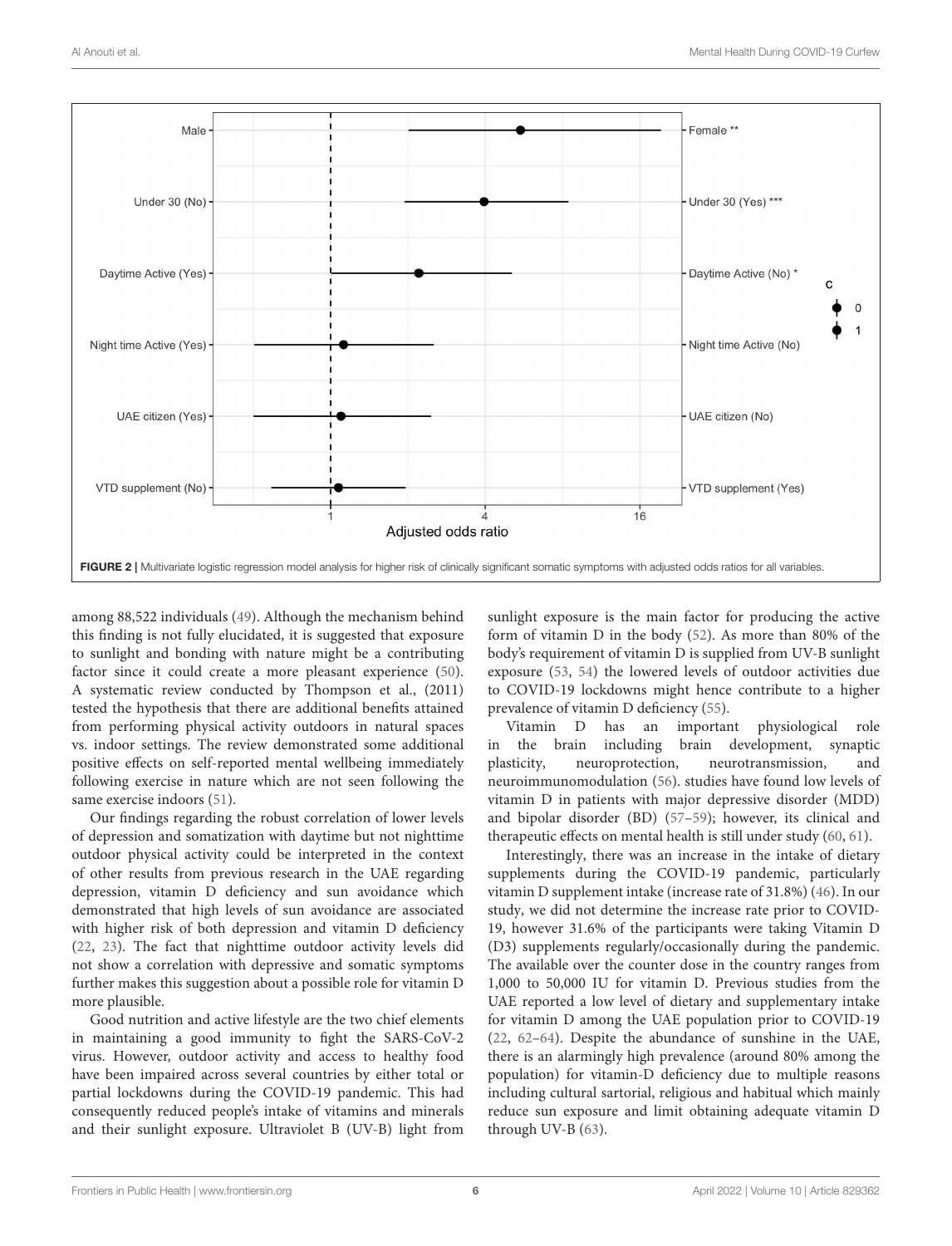FIGURE 2 | Multivariate logistic regression model analysis for higher risk of clinically significant somatic symptoms with adjusted odds ratios for all variables.

among 88,522 individuals (49). Although the mechanism behind this finding is not fully elucidated, it is suggested that exposure to sunlight and bonding with nature might be a contributing factor since it could create a more pleasant experience (50). A systematic review conducted by Thompson et al., (2011) tested the hypothesis that there are additional benefits attained from performing physical activity outdoors in natural spaces vs. indoor settings. The review demonstrated some additional positive effects on self-reported mental wellbeing immediately following exercise in nature which are not seen following the same exercise indoors (51).

Our findings regarding the robust correlation of lower levels of depression and somatization with daytime but not nighttime outdoor physical activity could be interpreted in the context of other results from previous research in the UAE regarding depression, vitamin D deficiency and sun avoidance which demonstrated that high levels of sun avoidance are associated with higher risk of both depression and vitamin D deficiency (22, 23). The fact that nighttime outdoor activity levels did not show a correlation with depressive and somatic symptoms further makes this suggestion about a possible role for vitamin D more plausible.

Good nutrition and active lifestyle are the two chief elements in maintaining a good immunity to fight the SARS-CoV-2 virus. However, outdoor activity and access to healthy food have been impaired across several countries by either total or partial lockdowns during the COVID-19 pandemic. This had consequently reduced people's intake of vitamins and minerals and their sunlight exposure. Ultraviolet B (UV-B) light from sunlight exposure is the main factor for producing the active form of vitamin D in the body (52). As more than 80% of the body's requirement of vitamin D is supplied from UV-B sunlight exposure (53, 54) the lowered levels of outdoor activities due to COVID-19 lockdowns might hence contribute to a higher prevalence of vitamin D deficiency (55).

Vitamin D has an important physiological role in the brain including brain development, synaptic plasticity, neuroprotection, neurotransmission, and neuroimmunomodulation (56). studies have found low levels of vitamin D in patients with major depressive disorder (MDD) and bipolar disorder (BD) (57–59); however, its clinical and therapeutic effects on mental health is still under study (60, 61).

Interestingly, there was an increase in the intake of dietary supplements during the COVID-19 pandemic, particularly vitamin D supplement intake (increase rate of 31.8%) (46). In our study, we did not determine the increase rate prior to COVID-19, however 31.6% of the participants were taking Vitamin D (D3) supplements regularly/occasionally during the pandemic. The available over the counter dose in the country ranges from 1,000 to 50,000 IU for vitamin D. Previous studies from the UAE reported a low level of dietary and supplementary intake for vitamin D among the UAE population prior to COVID-19 (22, 62–64). Despite the abundance of sunshine in the UAE, there is an alarmingly high prevalence (around 80% among the population) for vitamin-D deficiency due to multiple reasons including cultural sartorial, religious and habitual which mainly reduce sun exposure and limit obtaining adequate vitamin D through UV-B (63).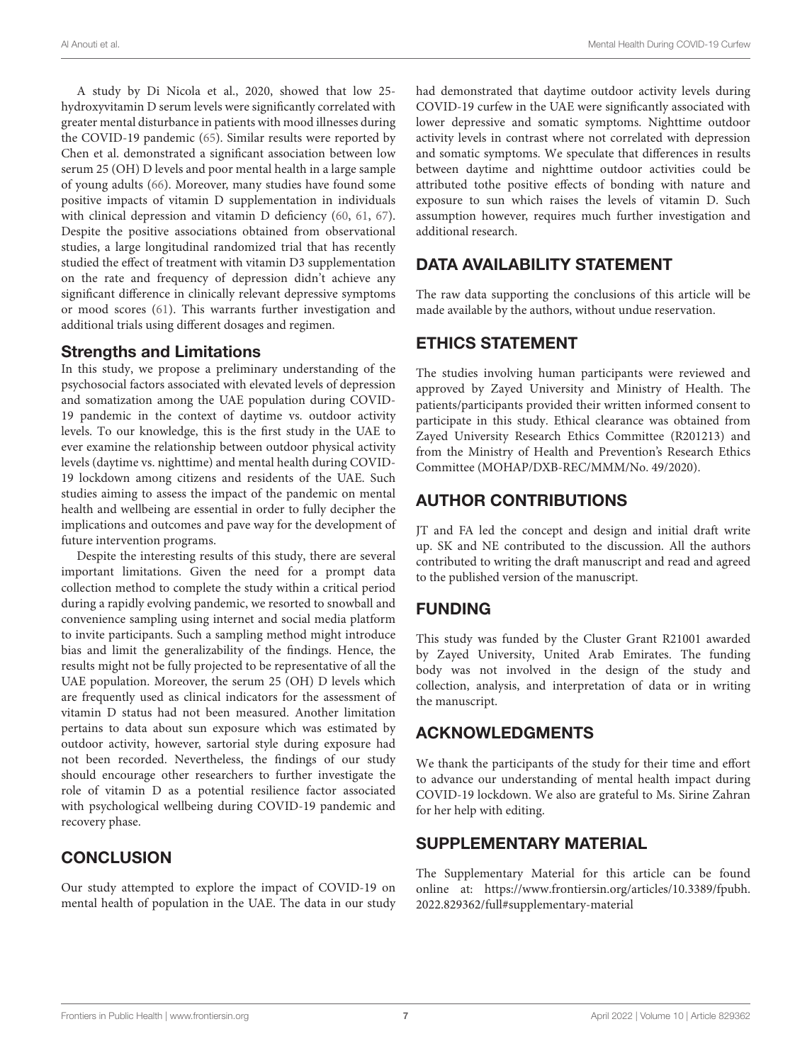A study by Di Nicola et al., 2020, showed that low 25-hydroxyvitamin D serum levels were significantly correlated with greater mental disturbance in patients with mood illnesses during the COVID-19 pandemic (65). Similar results were reported by Chen et al. demonstrated a significant association between low serum 25 (OH) D levels and poor mental health in a large sample of young adults (66). Moreover, many studies have found some positive impacts of vitamin D supplementation in individuals with clinical depression and vitamin D deficiency (60, 61, 67). Despite the positive associations obtained from observational studies, a large longitudinal randomized trial that has recently studied the effect of treatment with vitamin D3 supplementation on the rate and frequency of depression didn't achieve any significant difference in clinically relevant depressive symptoms or mood scores (61). This warrants further investigation and additional trials using different dosages and regimen.

### Strengths and Limitations

In this study, we propose a preliminary understanding of the psychosocial factors associated with elevated levels of depression and somatization among the UAE population during COVID-19 pandemic in the context of daytime vs. outdoor activity levels. To our knowledge, this is the first study in the UAE to ever examine the relationship between outdoor physical activity levels (daytime vs. nighttime) and mental health during COVID-19 lockdown among citizens and residents of the UAE. Such studies aiming to assess the impact of the pandemic on mental health and wellbeing are essential in order to fully decipher the implications and outcomes and pave way for the development of future intervention programs.

Despite the interesting results of this study, there are several important limitations. Given the need for a prompt data collection method to complete the study within a critical period during a rapidly evolving pandemic, we resorted to snowball and convenience sampling using internet and social media platform to invite participants. Such a sampling method might introduce bias and limit the generalizability of the findings. Hence, the results might not be fully projected to be representative of all the UAE population. Moreover, the serum 25 (OH) D levels which are frequently used as clinical indicators for the assessment of vitamin D status had not been measured. Another limitation pertains to data about sun exposure which was estimated by outdoor activity, however, sartorial style during exposure had not been recorded. Nevertheless, the findings of our study should encourage other researchers to further investigate the role of vitamin D as a potential resilience factor associated with psychological wellbeing during COVID-19 pandemic and recovery phase.

## CONCLUSION

Our study attempted to explore the impact of COVID-19 on mental health of population in the UAE. The data in our study had demonstrated that daytime outdoor activity levels during COVID-19 curfew in the UAE were significantly associated with lower depressive and somatic symptoms. Nighttime outdoor activity levels in contrast where not correlated with depression and somatic symptoms. We speculate that differences in results between daytime and nighttime outdoor activities could be attributed tothe positive effects of bonding with nature and exposure to sun which raises the levels of vitamin D. Such assumption however, requires much further investigation and additional research.

## DATA AVAILABILITY STATEMENT

The raw data supporting the conclusions of this article will be made available by the authors, without undue reservation.

## ETHICS STATEMENT

The studies involving human participants were reviewed and approved by Zayed University and Ministry of Health. The patients/participants provided their written informed consent to participate in this study. Ethical clearance was obtained from Zayed University Research Ethics Committee (R201213) and from the Ministry of Health and Prevention's Research Ethics Committee (MOHAP/DXB-REC/MMM/No. 49/2020).

## AUTHOR CONTRIBUTIONS

JT and FA led the concept and design and initial draft write up. SK and NE contributed to the discussion. All the authors contributed to writing the draft manuscript and read and agreed to the published version of the manuscript.

## FUNDING

This study was funded by the Cluster Grant R21001 awarded by Zayed University, United Arab Emirates. The funding body was not involved in the design of the study and collection, analysis, and interpretation of data or in writing the manuscript.

## ACKNOWLEDGMENTS

We thank the participants of the study for their time and effort to advance our understanding of mental health impact during COVID-19 lockdown. We also are grateful to Ms. Sirine Zahran for her help with editing.

## SUPPLEMENTARY MATERIAL

The Supplementary Material for this article can be found online at: https://www.frontiersin.org/articles/10.3389/fpubh.2022.829362/full#supplementary-material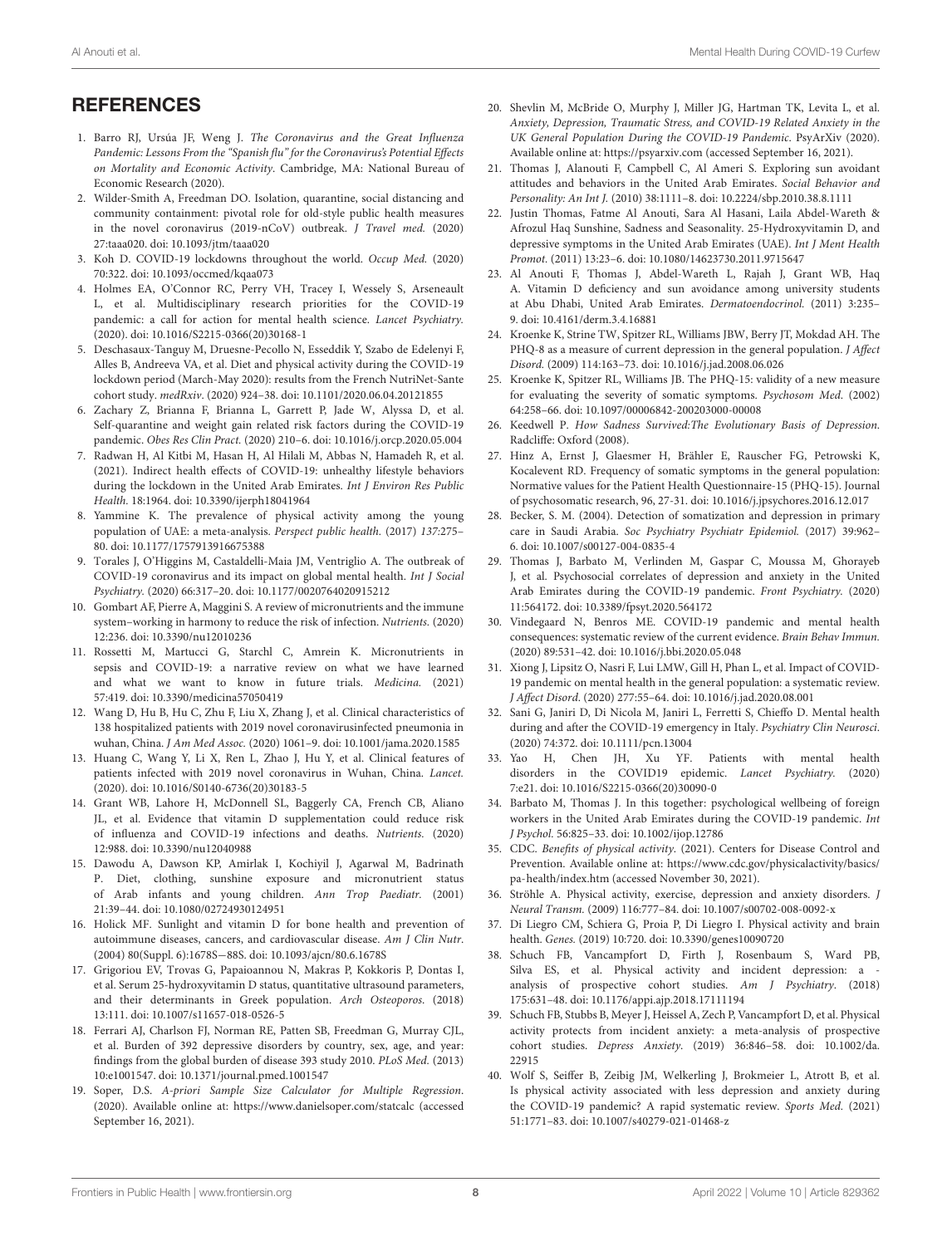## REFERENCES

1. Barro RJ, Ursúa JF, Weng J. *The Coronavirus and the Great Influenza Pandemic: Lessons From the "Spanish flu" for the Coronavirus's Potential Effects on Mortality and Economic Activity*. Cambridge, MA: National Bureau of Economic Research (2020).
2. Wilder-Smith A, Freedman DO. Isolation, quarantine, social distancing and community containment: pivotal role for old-style public health measures in the novel coronavirus (2019-nCoV) outbreak. *J Travel med.* (2020) 27:taaa020. doi: 10.1093/jtm/taaa020
3. Koh D. COVID-19 lockdowns throughout the world. *Occup Med.* (2020) 70:322. doi: 10.1093/occmed/kqaa073
4. Holmes EA, O'Connor RC, Perry VH, Tracey I, Wessely S, Arseneault L, et al. Multidisciplinary research priorities for the COVID-19 pandemic: a call for action for mental health science. *Lancet Psychiatry.* (2020). doi: 10.1016/S2215-0366(20)30168-1
5. Deschasaux-Tanguy M, Druesne-Pecollo N, Esseddik Y, Szabo de Edelenyi F, Alles B, Andreeva VA, et al. Diet and physical activity during the COVID-19 lockdown period (March-May 2020): results from the French NutriNet-Sante cohort study. *medRxiv*. (2020) 924–38. doi: 10.1101/2020.06.04.20121855
6. Zachary Z, Brianna F, Brianna L, Garrett P, Jade W, Alyssa D, et al. Self-quarantine and weight gain related risk factors during the COVID-19 pandemic. *Obes Res Clin Pract.* (2020) 210–6. doi: 10.1016/j.orcp.2020.05.004
7. Radwan H, Al Kitbi M, Hasan H, Al Hilali M, Abbas N, Hamadeh R, et al. (2021). Indirect health effects of COVID-19: unhealthy lifestyle behaviors during the lockdown in the United Arab Emirates. *Int J Environ Res Public Health.* 18:1964. doi: 10.3390/ijerph18041964
8. Yammine K. The prevalence of physical activity among the young population of UAE: a meta-analysis. *Perspect public health.* (2017) *137*:275–80. doi: 10.1177/1757913916675388
9. Torales J, O'Higgins M, Castaldelli-Maia JM, Ventriglio A. The outbreak of COVID-19 coronavirus and its impact on global mental health. *Int J Social Psychiatry.* (2020) 66:317–20. doi: 10.1177/0020764020915212
10. Gombart AF, Pierre A, Maggini S. A review of micronutrients and the immune system–working in harmony to reduce the risk of infection. *Nutrients.* (2020) 12:236. doi: 10.3390/nu12010236
11. Rossetti M, Martucci G, Starchl C, Amrein K. Micronutrients in sepsis and COVID-19: a narrative review on what we have learned and what we want to know in future trials. *Medicina.* (2021) 57:419. doi: 10.3390/medicina57050419
12. Wang D, Hu B, Hu C, Zhu F, Liu X, Zhang J, et al. Clinical characteristics of 138 hospitalized patients with 2019 novel coronavirusinfected pneumonia in wuhan, China. *J Am Med Assoc.* (2020) 1061–9. doi: 10.1001/jama.2020.1585
13. Huang C, Wang Y, Li X, Ren L, Zhao J, Hu Y, et al. Clinical features of patients infected with 2019 novel coronavirus in Wuhan, China. *Lancet.* (2020). doi: 10.1016/S0140-6736(20)30183-5
14. Grant WB, Lahore H, McDonnell SL, Baggerly CA, French CB, Aliano JL, et al. Evidence that vitamin D supplementation could reduce risk of influenza and COVID-19 infections and deaths. *Nutrients.* (2020) 12:988. doi: 10.3390/nu12040988
15. Dawodu A, Dawson KP, Amirlak I, Kochiyil J, Agarwal M, Badrinath P. Diet, clothing, sunshine exposure and micronutrient status of Arab infants and young children. *Ann Trop Paediatr.* (2001) 21:39–44. doi: 10.1080/02724930124951
16. Holick MF. Sunlight and vitamin D for bone health and prevention of autoimmune diseases, cancers, and cardiovascular disease. *Am J Clin Nutr.* (2004) 80(Suppl. 6):1678S−88S. doi: 10.1093/ajcn/80.6.1678S
17. Grigoriou EV, Trovas G, Papaioannou N, Makras P, Kokkoris P, Dontas I, et al. Serum 25-hydroxyvitamin D status, quantitative ultrasound parameters, and their determinants in Greek population. *Arch Osteoporos.* (2018) 13:111. doi: 10.1007/s11657-018-0526-5
18. Ferrari AJ, Charlson FJ, Norman RE, Patten SB, Freedman G, Murray CJL, et al. Burden of 392 depressive disorders by country, sex, age, and year: findings from the global burden of disease 393 study 2010. *PLoS Med.* (2013) 10:e1001547. doi: 10.1371/journal.pmed.1001547
19. Soper, D.S. *A-priori Sample Size Calculator for Multiple Regression*. (2020). Available online at: https://www.danielsoper.com/statcalc (accessed September 16, 2021).
20. Shevlin M, McBride O, Murphy J, Miller JG, Hartman TK, Levita L, et al. *Anxiety, Depression, Traumatic Stress, and COVID-19 Related Anxiety in the UK General Population During the COVID-19 Pandemic*. PsyArXiv (2020). Available online at: https://psyarxiv.com (accessed September 16, 2021).
21. Thomas J, Alanouti F, Campbell C, Al Ameri S. Exploring sun avoidant attitudes and behaviors in the United Arab Emirates. *Social Behavior and Personality: An Int J.* (2010) 38:1111–8. doi: 10.2224/sbp.2010.38.8.1111
22. Justin Thomas, Fatme Al Anouti, Sara Al Hasani, Laila Abdel-Wareth & Afrozul Haq Sunshine, Sadness and Seasonality. 25-Hydroxyvitamin D, and depressive symptoms in the United Arab Emirates (UAE). *Int J Ment Health Promot.* (2011) 13:23–6. doi: 10.1080/14623730.2011.9715647
23. Al Anouti F, Thomas J, Abdel-Wareth L, Rajah J, Grant WB, Haq A. Vitamin D deficiency and sun avoidance among university students at Abu Dhabi, United Arab Emirates. *Dermatoendocrinol.* (2011) 3:235–9. doi: 10.4161/derm.3.4.16881
24. Kroenke K, Strine TW, Spitzer RL, Williams JBW, Berry JT, Mokdad AH. The PHQ-8 as a measure of current depression in the general population. *J Affect Disord.* (2009) 114:163–73. doi: 10.1016/j.jad.2008.06.026
25. Kroenke K, Spitzer RL, Williams JB. The PHQ-15: validity of a new measure for evaluating the severity of somatic symptoms. *Psychosom Med.* (2002) 64:258–66. doi: 10.1097/00006842-200203000-00008
26. Keedwell P. *How Sadness Survived:The Evolutionary Basis of Depression.* Radcliffe: Oxford (2008).
27. Hinz A, Ernst J, Glaesmer H, Brähler E, Rauscher FG, Petrowski K, Kocalevent RD. Frequency of somatic symptoms in the general population: Normative values for the Patient Health Questionnaire-15 (PHQ-15). Journal of psychosomatic research, 96, 27-31. doi: 10.1016/j.jpsychores.2016.12.017
28. Becker, S. M. (2004). Detection of somatization and depression in primary care in Saudi Arabia. *Soc Psychiatry Psychiatr Epidemiol.* (2017) 39:962–6. doi: 10.1007/s00127-004-0835-4
29. Thomas J, Barbato M, Verlinden M, Gaspar C, Moussa M, Ghorayeb J, et al. Psychosocial correlates of depression and anxiety in the United Arab Emirates during the COVID-19 pandemic. *Front Psychiatry.* (2020) 11:564172. doi: 10.3389/fpsyt.2020.564172
30. Vindegaard N, Benros ME. COVID-19 pandemic and mental health consequences: systematic review of the current evidence. *Brain Behav Immun.* (2020) 89:531–42. doi: 10.1016/j.bbi.2020.05.048
31. Xiong J, Lipsitz O, Nasri F, Lui LMW, Gill H, Phan L, et al. Impact of COVID-19 pandemic on mental health in the general population: a systematic review. *J Affect Disord*. (2020) 277:55–64. doi: 10.1016/j.jad.2020.08.001
32. Sani G, Janiri D, Di Nicola M, Janiri L, Ferretti S, Chieffo D. Mental health during and after the COVID-19 emergency in Italy. *Psychiatry Clin Neurosci.* (2020) 74:372. doi: 10.1111/pcn.13004
33. Yao H, Chen JH, Xu YF. Patients with mental health disorders in the COVID19 epidemic. *Lancet Psychiatry.* (2020) 7:e21. doi: 10.1016/S2215-0366(20)30090-0
34. Barbato M, Thomas J. In this together: psychological wellbeing of foreign workers in the United Arab Emirates during the COVID-19 pandemic. *Int J Psychol.* 56:825–33. doi: 10.1002/ijop.12786
35. CDC. *Benefits of physical activity*. (2021). Centers for Disease Control and Prevention. Available online at: https://www.cdc.gov/physicalactivity/basics/pa-health/index.htm (accessed November 30, 2021).
36. Ströhle A. Physical activity, exercise, depression and anxiety disorders. *J Neural Transm.* (2009) 116:777–84. doi: 10.1007/s00702-008-0092-x
37. Di Liegro CM, Schiera G, Proia P, Di Liegro I. Physical activity and brain health. *Genes.* (2019) 10:720. doi: 10.3390/genes10090720
38. Schuch FB, Vancampfort D, Firth J, Rosenbaum S, Ward PB, Silva ES, et al. Physical activity and incident depression: a -analysis of prospective cohort studies. *Am J Psychiatry*. (2018) 175:631–48. doi: 10.1176/appi.ajp.2018.17111194
39. Schuch FB, Stubbs B, Meyer J, Heissel A, Zech P, Vancampfort D, et al. Physical activity protects from incident anxiety: a meta-analysis of prospective cohort studies. *Depress Anxiety*. (2019) 36:846–58. doi: 10.1002/da.22915
40. Wolf S, Seiffer B, Zeibig JM, Welkerling J, Brokmeier L, Atrott B, et al. Is physical activity associated with less depression and anxiety during the COVID-19 pandemic? A rapid systematic review. *Sports Med.* (2021) 51:1771–83. doi: 10.1007/s40279-021-01468-z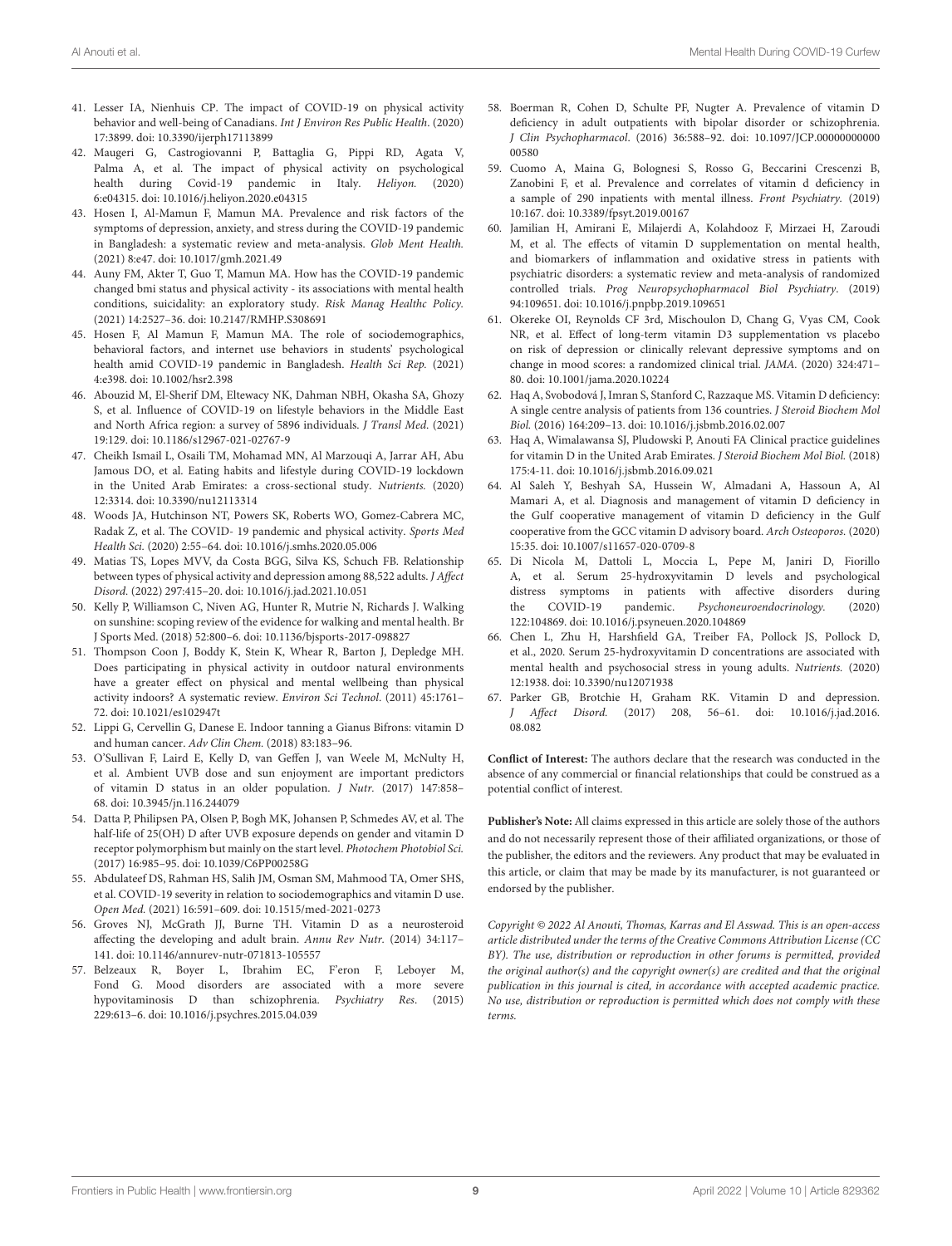41. Lesser IA, Nienhuis CP. The impact of COVID-19 on physical activity behavior and well-being of Canadians. *Int J Environ Res Public Health*. (2020) 17:3899. doi: 10.3390/ijerph17113899
42. Maugeri G, Castrogiovanni P, Battaglia G, Pippi RD, Agata V, Palma A, et al. The impact of physical activity on psychological health during Covid-19 pandemic in Italy. *Heliyon.* (2020) 6:e04315. doi: 10.1016/j.heliyon.2020.e04315
43. Hosen I, Al-Mamun F, Mamun MA. Prevalence and risk factors of the symptoms of depression, anxiety, and stress during the COVID-19 pandemic in Bangladesh: a systematic review and meta-analysis. *Glob Ment Health.* (2021) 8:e47. doi: 10.1017/gmh.2021.49
44. Auny FM, Akter T, Guo T, Mamun MA. How has the COVID-19 pandemic changed bmi status and physical activity - its associations with mental health conditions, suicidality: an exploratory study. *Risk Manag Healthc Policy.* (2021) 14:2527–36. doi: 10.2147/RMHP.S308691
45. Hosen F, Al Mamun F, Mamun MA. The role of sociodemographics, behavioral factors, and internet use behaviors in students' psychological health amid COVID-19 pandemic in Bangladesh. *Health Sci Rep.* (2021) 4:e398. doi: 10.1002/hsr2.398
46. Abouzid M, El-Sherif DM, Eltewacy NK, Dahman NBH, Okasha SA, Ghozy S, et al. Influence of COVID-19 on lifestyle behaviors in the Middle East and North Africa region: a survey of 5896 individuals. *J Transl Med*. (2021) 19:129. doi: 10.1186/s12967-021-02767-9
47. Cheikh Ismail L, Osaili TM, Mohamad MN, Al Marzouqi A, Jarrar AH, Abu Jamous DO, et al. Eating habits and lifestyle during COVID-19 lockdown in the United Arab Emirates: a cross-sectional study. *Nutrients.* (2020) 12:3314. doi: 10.3390/nu12113314
48. Woods JA, Hutchinson NT, Powers SK, Roberts WO, Gomez-Cabrera MC, Radak Z, et al. The COVID- 19 pandemic and physical activity. *Sports Med Health Sci.* (2020) 2:55–64. doi: 10.1016/j.smhs.2020.05.006
49. Matias TS, Lopes MVV, da Costa BGG, Silva KS, Schuch FB. Relationship between types of physical activity and depression among 88,522 adults. *J Affect Disord*. (2022) 297:415–20. doi: 10.1016/j.jad.2021.10.051
50. Kelly P, Williamson C, Niven AG, Hunter R, Mutrie N, Richards J. Walking on sunshine: scoping review of the evidence for walking and mental health. Br J Sports Med. (2018) 52:800–6. doi: 10.1136/bjsports-2017-098827
51. Thompson Coon J, Boddy K, Stein K, Whear R, Barton J, Depledge MH. Does participating in physical activity in outdoor natural environments have a greater effect on physical and mental wellbeing than physical activity indoors? A systematic review. *Environ Sci Technol*. (2011) 45:1761–72. doi: 10.1021/es102947t
52. Lippi G, Cervellin G, Danese E. Indoor tanning a Gianus Bifrons: vitamin D and human cancer. *Adv Clin Chem.* (2018) 83:183–96.
53. O'Sullivan F, Laird E, Kelly D, van Geffen J, van Weele M, McNulty H, et al. Ambient UVB dose and sun enjoyment are important predictors of vitamin D status in an older population. *J Nutr.* (2017) 147:858–68. doi: 10.3945/jn.116.244079
54. Datta P, Philipsen PA, Olsen P, Bogh MK, Johansen P, Schmedes AV, et al. The half-life of 25(OH) D after UVB exposure depends on gender and vitamin D receptor polymorphism but mainly on the start level. *Photochem Photobiol Sci.* (2017) 16:985–95. doi: 10.1039/C6PP00258G
55. Abdulateef DS, Rahman HS, Salih JM, Osman SM, Mahmood TA, Omer SHS, et al. COVID-19 severity in relation to sociodemographics and vitamin D use. *Open Med.* (2021) 16:591–609. doi: 10.1515/med-2021-0273
56. Groves NJ, McGrath JJ, Burne TH. Vitamin D as a neurosteroid affecting the developing and adult brain. *Annu Rev Nutr.* (2014) 34:117–141. doi: 10.1146/annurev-nutr-071813-105557
57. Belzeaux R, Boyer L, Ibrahim EC, F'eron F, Leboyer M, Fond G. Mood disorders are associated with a more severe hypovitaminosis D than schizophrenia. *Psychiatry Res*. (2015) 229:613–6. doi: 10.1016/j.psychres.2015.04.039
58. Boerman R, Cohen D, Schulte PF, Nugter A. Prevalence of vitamin D deficiency in adult outpatients with bipolar disorder or schizophrenia. *J Clin Psychopharmacol*. (2016) 36:588–92. doi: 10.1097/JCP.0000000000000580
59. Cuomo A, Maina G, Bolognesi S, Rosso G, Beccarini Crescenzi B, Zanobini F, et al. Prevalence and correlates of vitamin d deficiency in a sample of 290 inpatients with mental illness. *Front Psychiatry.* (2019) 10:167. doi: 10.3389/fpsyt.2019.00167
60. Jamilian H, Amirani E, Milajerdi A, Kolahdooz F, Mirzaei H, Zaroudi M, et al. The effects of vitamin D supplementation on mental health, and biomarkers of inflammation and oxidative stress in patients with psychiatric disorders: a systematic review and meta-analysis of randomized controlled trials. *Prog Neuropsychopharmacol Biol Psychiatry*. (2019) 94:109651. doi: 10.1016/j.pnpbp.2019.109651
61. Okereke OI, Reynolds CF 3rd, Mischoulon D, Chang G, Vyas CM, Cook NR, et al. Effect of long-term vitamin D3 supplementation vs placebo on risk of depression or clinically relevant depressive symptoms and on change in mood scores: a randomized clinical trial. *JAMA*. (2020) 324:471–80. doi: 10.1001/jama.2020.10224
62. Haq A, Svobodová J, Imran S, Stanford C, Razzaque MS. Vitamin D deficiency: A single centre analysis of patients from 136 countries. *J Steroid Biochem Mol Biol.* (2016) 164:209–13. doi: 10.1016/j.jsbmb.2016.02.007
63. Haq A, Wimalawansa SJ, Pludowski P, Anouti FA Clinical practice guidelines for vitamin D in the United Arab Emirates. *J Steroid Biochem Mol Biol.* (2018) 175:4-11. doi: 10.1016/j.jsbmb.2016.09.021
64. Al Saleh Y, Beshyah SA, Hussein W, Almadani A, Hassoun A, Al Mamari A, et al. Diagnosis and management of vitamin D deficiency in the Gulf cooperative management of vitamin D deficiency in the Gulf cooperative from the GCC vitamin D advisory board. *Arch Osteoporos*. (2020) 15:35. doi: 10.1007/s11657-020-0709-8
65. Di Nicola M, Dattoli L, Moccia L, Pepe M, Janiri D, Fiorillo A, et al. Serum 25-hydroxyvitamin D levels and psychological distress symptoms in patients with affective disorders during the COVID-19 pandemic. *Psychoneuroendocrinology.* (2020) 122:104869. doi: 10.1016/j.psyneuen.2020.104869
66. Chen L, Zhu H, Harshfield GA, Treiber FA, Pollock JS, Pollock D, et al., 2020. Serum 25-hydroxyvitamin D concentrations are associated with mental health and psychosocial stress in young adults. *Nutrients.* (2020) 12:1938. doi: 10.3390/nu12071938
67. Parker GB, Brotchie H, Graham RK. Vitamin D and depression. *J Affect Disord.* (2017) 208, 56–61. doi: 10.1016/j.jad.2016.08.082

**Conflict of Interest:** The authors declare that the research was conducted in the absence of any commercial or financial relationships that could be construed as a potential conflict of interest.

**Publisher's Note:** All claims expressed in this article are solely those of the authors and do not necessarily represent those of their affiliated organizations, or those of the publisher, the editors and the reviewers. Any product that may be evaluated in this article, or claim that may be made by its manufacturer, is not guaranteed or endorsed by the publisher.

*Copyright © 2022 Al Anouti, Thomas, Karras and El Asswad. This is an open-access article distributed under the terms of the Creative Commons Attribution License (CC BY). The use, distribution or reproduction in other forums is permitted, provided the original author(s) and the copyright owner(s) are credited and that the original publication in this journal is cited, in accordance with accepted academic practice. No use, distribution or reproduction is permitted which does not comply with these terms.*